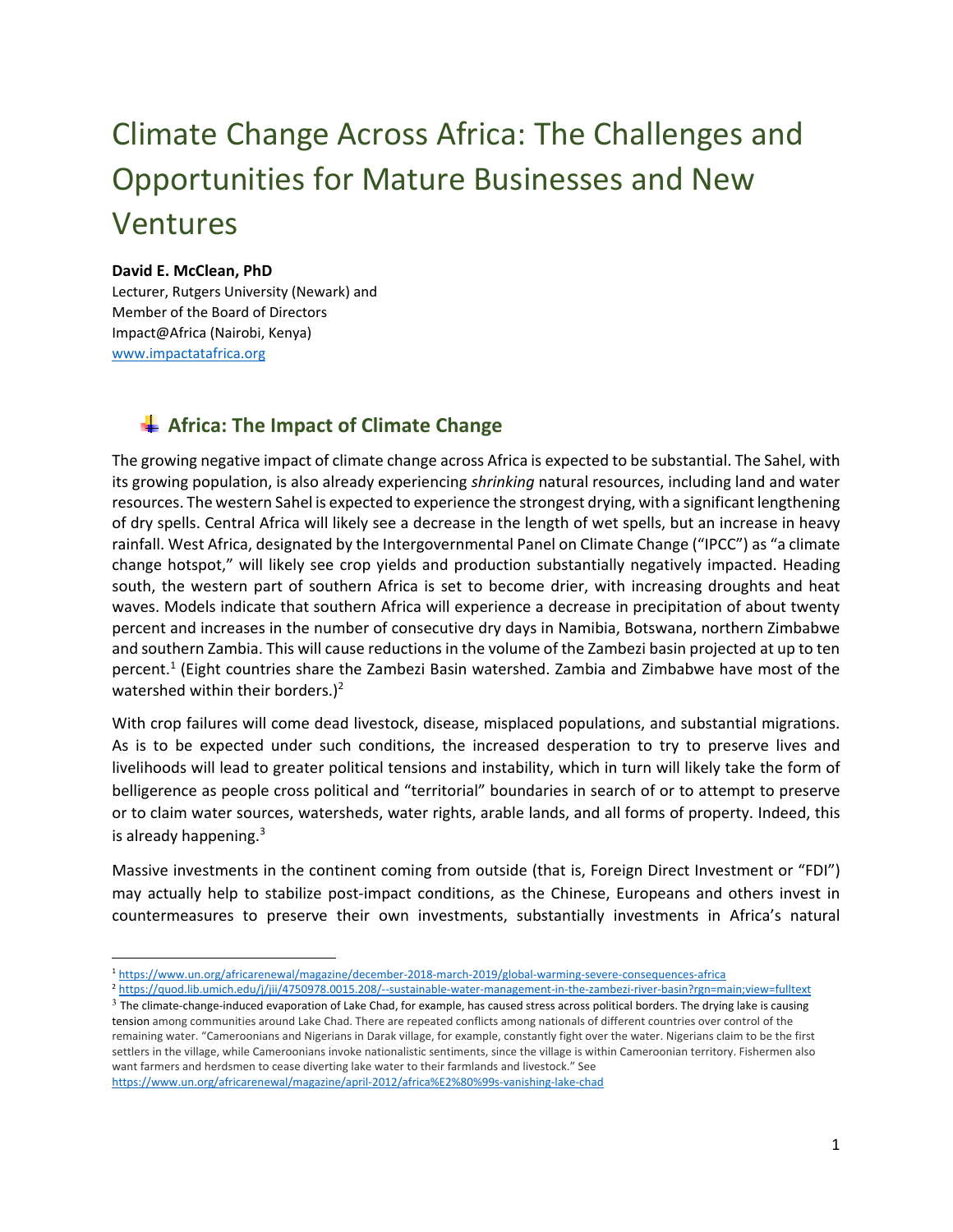# Climate Change Across Africa: The Challenges and Opportunities for Mature Businesses and New Ventures

**David E. McClean, PhD**
Lecturer, Rutgers University (Newark) and
Member of the Board of Directors
Impact@Africa (Nairobi, Kenya)
www.impactatafrica.org

## Africa: The Impact of Climate Change

The growing negative impact of climate change across Africa is expected to be substantial. The Sahel, with its growing population, is also already experiencing *shrinking* natural resources, including land and water resources. The western Sahel is expected to experience the strongest drying, with a significant lengthening of dry spells. Central Africa will likely see a decrease in the length of wet spells, but an increase in heavy rainfall. West Africa, designated by the Intergovernmental Panel on Climate Change ("IPCC") as "a climate change hotspot," will likely see crop yields and production substantially negatively impacted. Heading south, the western part of southern Africa is set to become drier, with increasing droughts and heat waves. Models indicate that southern Africa will experience a decrease in precipitation of about twenty percent and increases in the number of consecutive dry days in Namibia, Botswana, northern Zimbabwe and southern Zambia. This will cause reductions in the volume of the Zambezi basin projected at up to ten percent.[1] (Eight countries share the Zambezi Basin watershed. Zambia and Zimbabwe have most of the watershed within their borders.)[2]

With crop failures will come dead livestock, disease, misplaced populations, and substantial migrations. As is to be expected under such conditions, the increased desperation to try to preserve lives and livelihoods will lead to greater political tensions and instability, which in turn will likely take the form of belligerence as people cross political and "territorial" boundaries in search of or to attempt to preserve or to claim water sources, watersheds, water rights, arable lands, and all forms of property. Indeed, this is already happening.[3]

Massive investments in the continent coming from outside (that is, Foreign Direct Investment or "FDI") may actually help to stabilize post-impact conditions, as the Chinese, Europeans and others invest in countermeasures to preserve their own investments, substantially investments in Africa's natural

---

[1] https://www.un.org/africarenewal/magazine/december-2018-march-2019/global-warming-severe-consequences-africa

[2] https://quod.lib.umich.edu/j/jii/4750978.0015.208/--sustainable-water-management-in-the-zambezi-river-basin?rgn=main;view=fulltext

[3] The climate-change-induced evaporation of Lake Chad, for example, has caused stress across political borders. The drying lake is causing tension among communities around Lake Chad. There are repeated conflicts among nationals of different countries over control of the remaining water. "Cameroonians and Nigerians in Darak village, for example, constantly fight over the water. Nigerians claim to be the first settlers in the village, while Cameroonians invoke nationalistic sentiments, since the village is within Cameroonian territory. Fishermen also want farmers and herdsmen to cease diverting lake water to their farmlands and livestock." See https://www.un.org/africarenewal/magazine/april-2012/africa%E2%80%99s-vanishing-lake-chad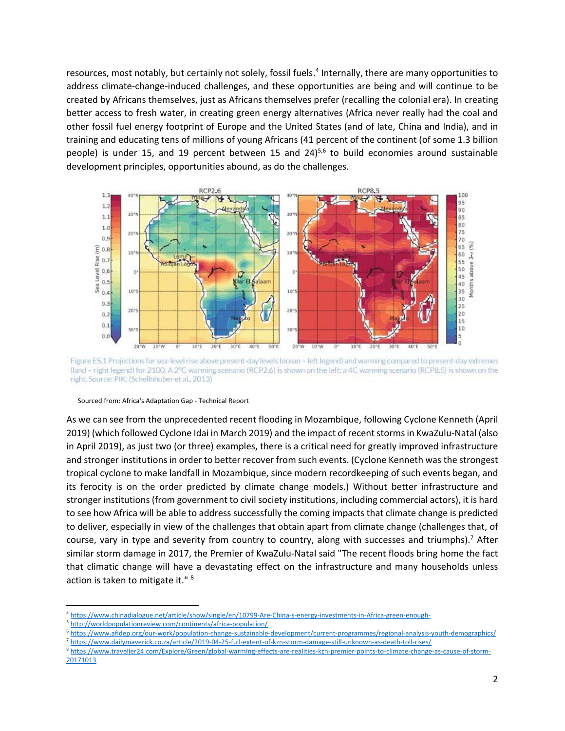resources, most notably, but certainly not solely, fossil fuels.[4] Internally, there are many opportunities to address climate-change-induced challenges, and these opportunities are being and will continue to be created by Africans themselves, just as Africans themselves prefer (recalling the colonial era). In creating better access to fresh water, in creating green energy alternatives (Africa never really had the coal and other fossil fuel energy footprint of Europe and the United States (and of late, China and India), and in training and educating tens of millions of young Africans (41 percent of the continent (of some 1.3 billion people) is under 15, and 19 percent between 15 and 24)[5,6] to build economies around sustainable development principles, opportunities abound, as do the challenges.

Figure ES.1 Projections for sea-level rise above present-day levels (ocean – left legend) and warming compared to present-day extremes (land – right legend) for 2100. A 2°C warming scenario (RCP2.6) is shown on the left; a 4C warming scenario (RCP8.5) is shown on the right. Source: PIK; (Schellnhuber et al., 2013)

Sourced from: Africa's Adaptation Gap - Technical Report

As we can see from the unprecedented recent flooding in Mozambique, following Cyclone Kenneth (April 2019) (which followed Cyclone Idai in March 2019) and the impact of recent storms in KwaZulu-Natal (also in April 2019), as just two (or three) examples, there is a critical need for greatly improved infrastructure and stronger institutions in order to better recover from such events. (Cyclone Kenneth was the strongest tropical cyclone to make landfall in Mozambique, since modern recordkeeping of such events began, and its ferocity is on the order predicted by climate change models.) Without better infrastructure and stronger institutions (from government to civil society institutions, including commercial actors), it is hard to see how Africa will be able to address successfully the coming impacts that climate change is predicted to deliver, especially in view of the challenges that obtain apart from climate change (challenges that, of course, vary in type and severity from country to country, along with successes and triumphs).[7] After similar storm damage in 2017, the Premier of KwaZulu-Natal said "The recent floods bring home the fact that climatic change will have a devastating effect on the infrastructure and many households unless action is taken to mitigate it." [8]

---

[4] https://www.chinadialogue.net/article/show/single/en/10799-Are-China-s-energy-investments-in-Africa-green-enough-

[5] http://worldpopulationreview.com/continents/africa-population/

[6] https://www.afidep.org/our-work/population-change-sustainable-development/current-programmes/regional-analysis-youth-demographics/

[7] https://www.dailymaverick.co.za/article/2019-04-25-full-extent-of-kzn-storm-damage-still-unknown-as-death-toll-rises/

[8] https://www.traveller24.com/Explore/Green/global-warming-effects-are-realities-kzn-premier-points-to-climate-change-as-cause-of-storm-20171013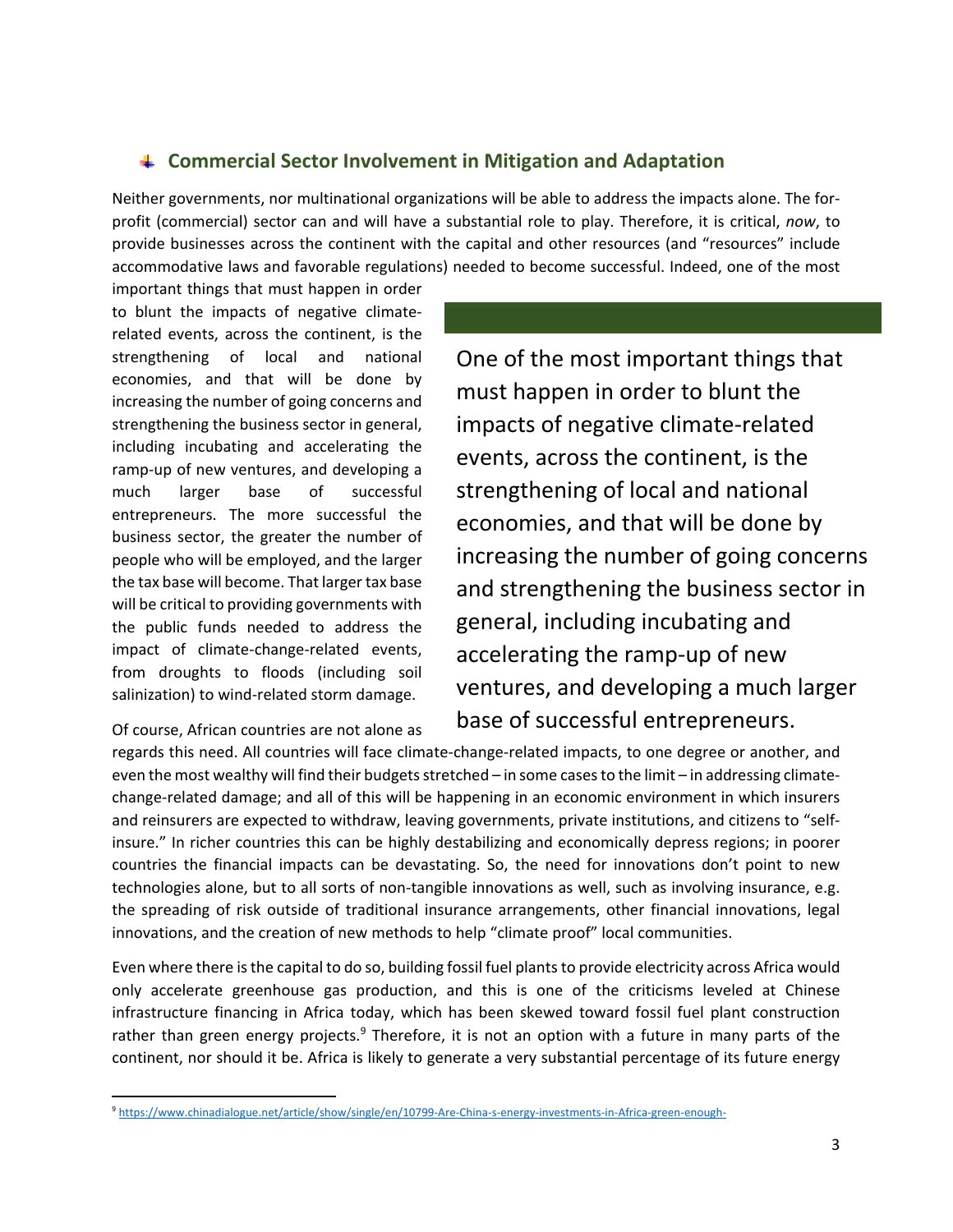## Commercial Sector Involvement in Mitigation and Adaptation

Neither governments, nor multinational organizations will be able to address the impacts alone. The for-profit (commercial) sector can and will have a substantial role to play. Therefore, it is critical, *now*, to provide businesses across the continent with the capital and other resources (and "resources" include accommodative laws and favorable regulations) needed to become successful. Indeed, one of the most important things that must happen in order to blunt the impacts of negative climate-related events, across the continent, is the strengthening of local and national economies, and that will be done by increasing the number of going concerns and strengthening the business sector in general, including incubating and accelerating the ramp-up of new ventures, and developing a much larger base of successful entrepreneurs. The more successful the business sector, the greater the number of people who will be employed, and the larger the tax base will become. That larger tax base will be critical to providing governments with the public funds needed to address the impact of climate-change-related events, from droughts to floods (including soil salinization) to wind-related storm damage.

> One of the most important things that must happen in order to blunt the impacts of negative climate-related events, across the continent, is the strengthening of local and national economies, and that will be done by increasing the number of going concerns and strengthening the business sector in general, including incubating and accelerating the ramp-up of new ventures, and developing a much larger base of successful entrepreneurs.

Of course, African countries are not alone as regards this need. All countries will face climate-change-related impacts, to one degree or another, and even the most wealthy will find their budgets stretched – in some cases to the limit – in addressing climate-change-related damage; and all of this will be happening in an economic environment in which insurers and reinsurers are expected to withdraw, leaving governments, private institutions, and citizens to "self-insure." In richer countries this can be highly destabilizing and economically depress regions; in poorer countries the financial impacts can be devastating. So, the need for innovations don't point to new technologies alone, but to all sorts of non-tangible innovations as well, such as involving insurance, e.g. the spreading of risk outside of traditional insurance arrangements, other financial innovations, legal innovations, and the creation of new methods to help "climate proof" local communities.

Even where there is the capital to do so, building fossil fuel plants to provide electricity across Africa would only accelerate greenhouse gas production, and this is one of the criticisms leveled at Chinese infrastructure financing in Africa today, which has been skewed toward fossil fuel plant construction rather than green energy projects.[9] Therefore, it is not an option with a future in many parts of the continent, nor should it be. Africa is likely to generate a very substantial percentage of its future energy

[9] https://www.chinadialogue.net/article/show/single/en/10799-Are-China-s-energy-investments-in-Africa-green-enough-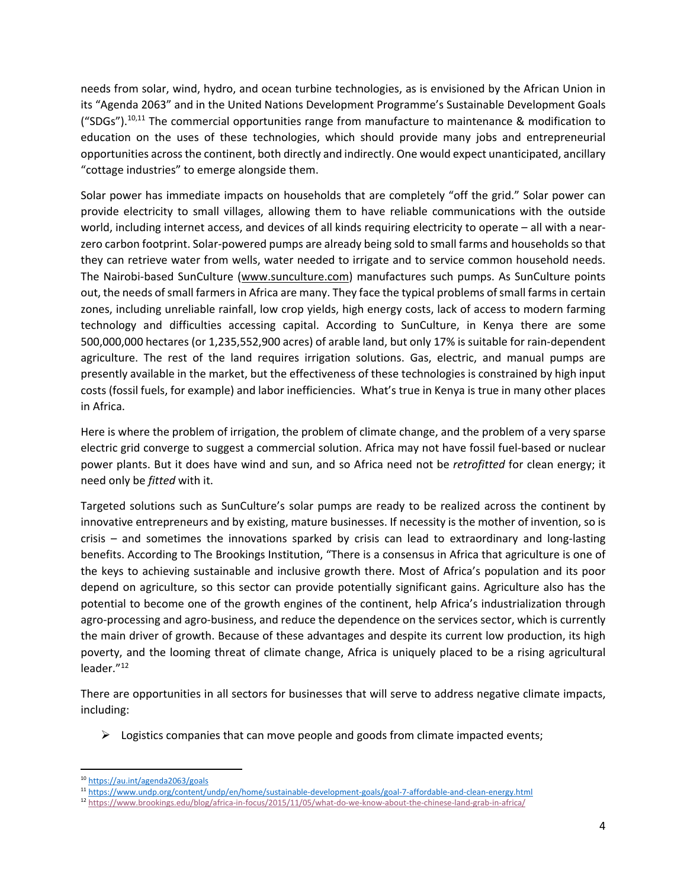needs from solar, wind, hydro, and ocean turbine technologies, as is envisioned by the African Union in its "Agenda 2063" and in the United Nations Development Programme's Sustainable Development Goals ("SDGs").[10,11] The commercial opportunities range from manufacture to maintenance & modification to education on the uses of these technologies, which should provide many jobs and entrepreneurial opportunities across the continent, both directly and indirectly. One would expect unanticipated, ancillary "cottage industries" to emerge alongside them.

Solar power has immediate impacts on households that are completely "off the grid." Solar power can provide electricity to small villages, allowing them to have reliable communications with the outside world, including internet access, and devices of all kinds requiring electricity to operate – all with a near-zero carbon footprint. Solar-powered pumps are already being sold to small farms and households so that they can retrieve water from wells, water needed to irrigate and to service common household needs. The Nairobi-based SunCulture (www.sunculture.com) manufactures such pumps. As SunCulture points out, the needs of small farmers in Africa are many. They face the typical problems of small farms in certain zones, including unreliable rainfall, low crop yields, high energy costs, lack of access to modern farming technology and difficulties accessing capital. According to SunCulture, in Kenya there are some 500,000,000 hectares (or 1,235,552,900 acres) of arable land, but only 17% is suitable for rain-dependent agriculture. The rest of the land requires irrigation solutions. Gas, electric, and manual pumps are presently available in the market, but the effectiveness of these technologies is constrained by high input costs (fossil fuels, for example) and labor inefficiencies. What's true in Kenya is true in many other places in Africa.

Here is where the problem of irrigation, the problem of climate change, and the problem of a very sparse electric grid converge to suggest a commercial solution. Africa may not have fossil fuel-based or nuclear power plants. But it does have wind and sun, and so Africa need not be *retrofitted* for clean energy; it need only be *fitted* with it.

Targeted solutions such as SunCulture's solar pumps are ready to be realized across the continent by innovative entrepreneurs and by existing, mature businesses. If necessity is the mother of invention, so is crisis – and sometimes the innovations sparked by crisis can lead to extraordinary and long-lasting benefits. According to The Brookings Institution, "There is a consensus in Africa that agriculture is one of the keys to achieving sustainable and inclusive growth there. Most of Africa's population and its poor depend on agriculture, so this sector can provide potentially significant gains. Agriculture also has the potential to become one of the growth engines of the continent, help Africa's industrialization through agro-processing and agro-business, and reduce the dependence on the services sector, which is currently the main driver of growth. Because of these advantages and despite its current low production, its high poverty, and the looming threat of climate change, Africa is uniquely placed to be a rising agricultural leader."[12]

There are opportunities in all sectors for businesses that will serve to address negative climate impacts, including:

- Logistics companies that can move people and goods from climate impacted events;

---

[10] https://au.int/agenda2063/goals

[11] https://www.undp.org/content/undp/en/home/sustainable-development-goals/goal-7-affordable-and-clean-energy.html

[12] https://www.brookings.edu/blog/africa-in-focus/2015/11/05/what-do-we-know-about-the-chinese-land-grab-in-africa/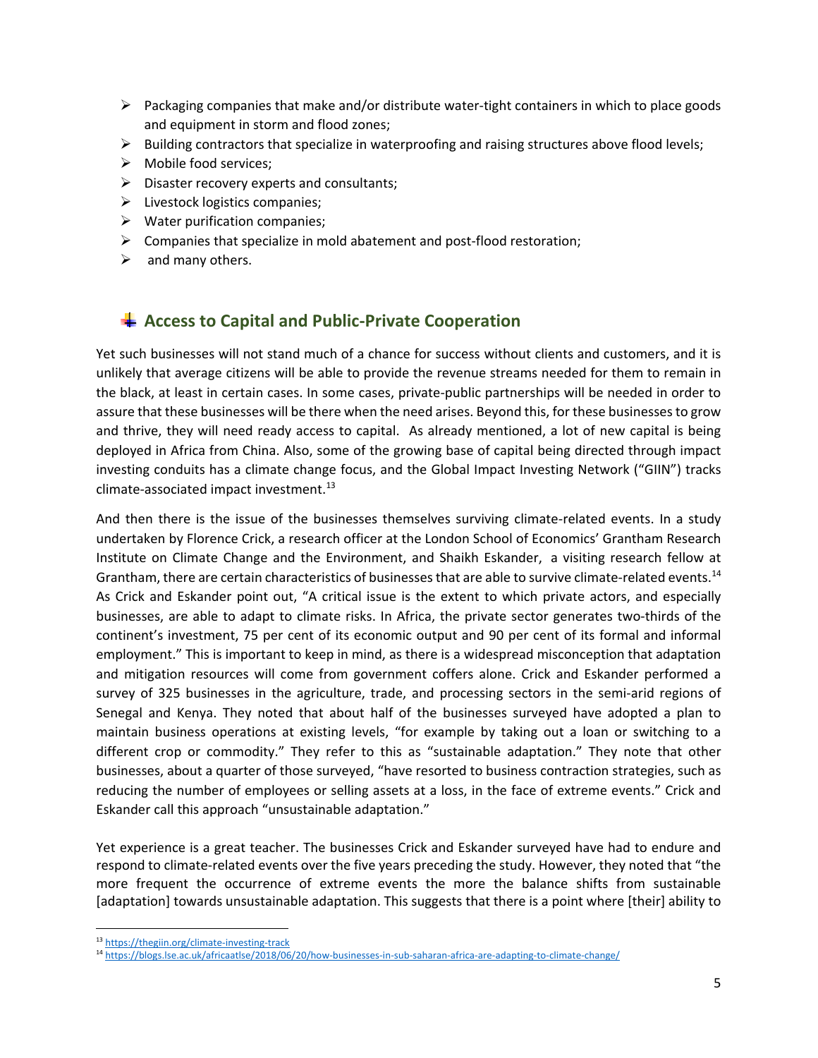- Packaging companies that make and/or distribute water-tight containers in which to place goods and equipment in storm and flood zones;
- Building contractors that specialize in waterproofing and raising structures above flood levels;
- Mobile food services;
- Disaster recovery experts and consultants;
- Livestock logistics companies;
- Water purification companies;
- Companies that specialize in mold abatement and post-flood restoration;
- and many others.

## Access to Capital and Public-Private Cooperation

Yet such businesses will not stand much of a chance for success without clients and customers, and it is unlikely that average citizens will be able to provide the revenue streams needed for them to remain in the black, at least in certain cases. In some cases, private-public partnerships will be needed in order to assure that these businesses will be there when the need arises. Beyond this, for these businesses to grow and thrive, they will need ready access to capital. As already mentioned, a lot of new capital is being deployed in Africa from China. Also, some of the growing base of capital being directed through impact investing conduits has a climate change focus, and the Global Impact Investing Network ("GIIN") tracks climate-associated impact investment.[13]

And then there is the issue of the businesses themselves surviving climate-related events. In a study undertaken by Florence Crick, a research officer at the London School of Economics' Grantham Research Institute on Climate Change and the Environment, and Shaikh Eskander, a visiting research fellow at Grantham, there are certain characteristics of businesses that are able to survive climate-related events.[14] As Crick and Eskander point out, "A critical issue is the extent to which private actors, and especially businesses, are able to adapt to climate risks. In Africa, the private sector generates two-thirds of the continent's investment, 75 per cent of its economic output and 90 per cent of its formal and informal employment." This is important to keep in mind, as there is a widespread misconception that adaptation and mitigation resources will come from government coffers alone. Crick and Eskander performed a survey of 325 businesses in the agriculture, trade, and processing sectors in the semi-arid regions of Senegal and Kenya. They noted that about half of the businesses surveyed have adopted a plan to maintain business operations at existing levels, "for example by taking out a loan or switching to a different crop or commodity." They refer to this as "sustainable adaptation." They note that other businesses, about a quarter of those surveyed, "have resorted to business contraction strategies, such as reducing the number of employees or selling assets at a loss, in the face of extreme events." Crick and Eskander call this approach "unsustainable adaptation."

Yet experience is a great teacher. The businesses Crick and Eskander surveyed have had to endure and respond to climate-related events over the five years preceding the study. However, they noted that "the more frequent the occurrence of extreme events the more the balance shifts from sustainable [adaptation] towards unsustainable adaptation. This suggests that there is a point where [their] ability to

[13] https://thegiin.org/climate-investing-track

[14] https://blogs.lse.ac.uk/africaatlse/2018/06/20/how-businesses-in-sub-saharan-africa-are-adapting-to-climate-change/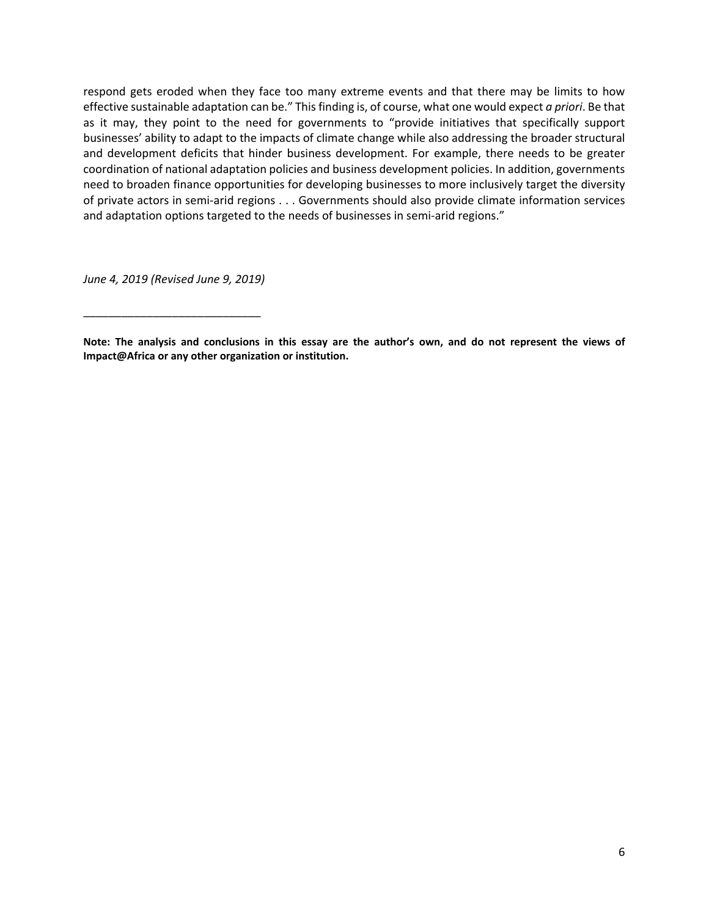respond gets eroded when they face too many extreme events and that there may be limits to how effective sustainable adaptation can be." This finding is, of course, what one would expect *a priori*. Be that as it may, they point to the need for governments to "provide initiatives that specifically support businesses' ability to adapt to the impacts of climate change while also addressing the broader structural and development deficits that hinder business development. For example, there needs to be greater coordination of national adaptation policies and business development policies. In addition, governments need to broaden finance opportunities for developing businesses to more inclusively target the diversity of private actors in semi-arid regions . . . Governments should also provide climate information services and adaptation options targeted to the needs of businesses in semi-arid regions."

*June 4, 2019 (Revised June 9, 2019)*

_____________________________

**Note: The analysis and conclusions in this essay are the author's own, and do not represent the views of Impact@Africa or any other organization or institution.**